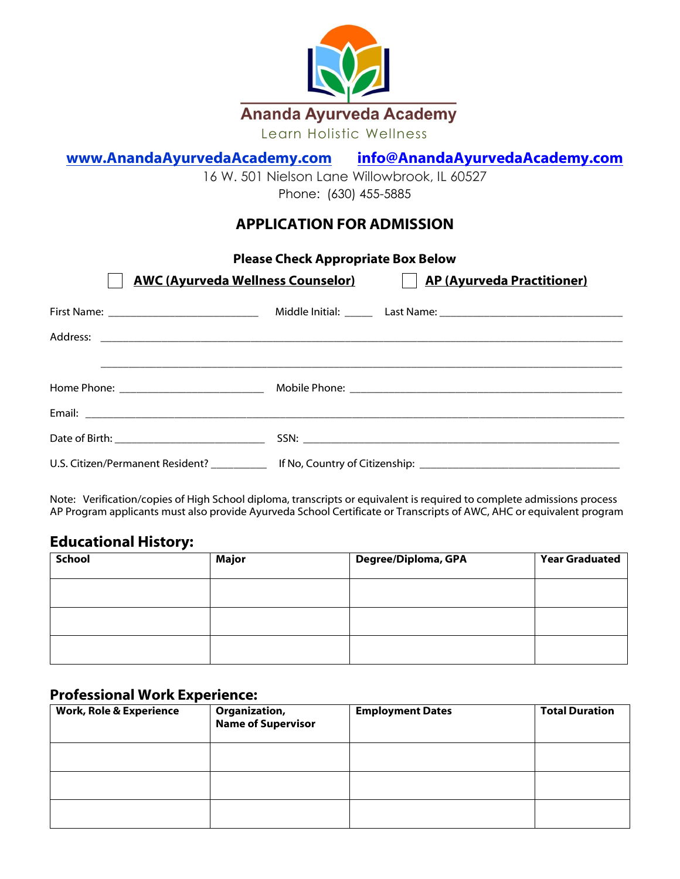# Ananda Ayurveda Academy

Learn Holistic Wellness

www.AnandaAyurvedaAcademy.com info@AnandaAyurvedaAcademy.com

16 W. 501 Nielson Lane Willowbrook, IL 60527

Phone: (630) 455-5885

## APPLICATION FOR ADMISSION

**Please Check Appropriate Box Below**

☐ **AWC (Ayurveda Wellness Counselor)** ☐ **AP (Ayurveda Practitioner)**

First Name: ___________________________ Middle Initial: _____ Last Name: _________________________________

Address: _____________________________________________________________________________________

_____________________________________________________________________________________

Home Phone: __________________________ Mobile Phone: _________________________________________________

Email: _________________________________________________________________________________________

Date of Birth: ___________________________ SSN: _________________________________________________________

U.S. Citizen/Permanent Resident? __________ If No, Country of Citizenship: ____________________________________

Note: Verification/copies of High School diploma, transcripts or equivalent is required to complete admissions process
AP Program applicants must also provide Ayurveda School Certificate or Transcripts of AWC, AHC or equivalent program

## Educational History:

| School | Major | Degree/Diploma, GPA | Year Graduated |
|---|---|---|---|
| | | | |
| | | | |
| | | | |

## Professional Work Experience:

| Work, Role & Experience | Organization, Name of Supervisor | Employment Dates | Total Duration |
|---|---|---|---|
| | | | |
| | | | |
| | | | |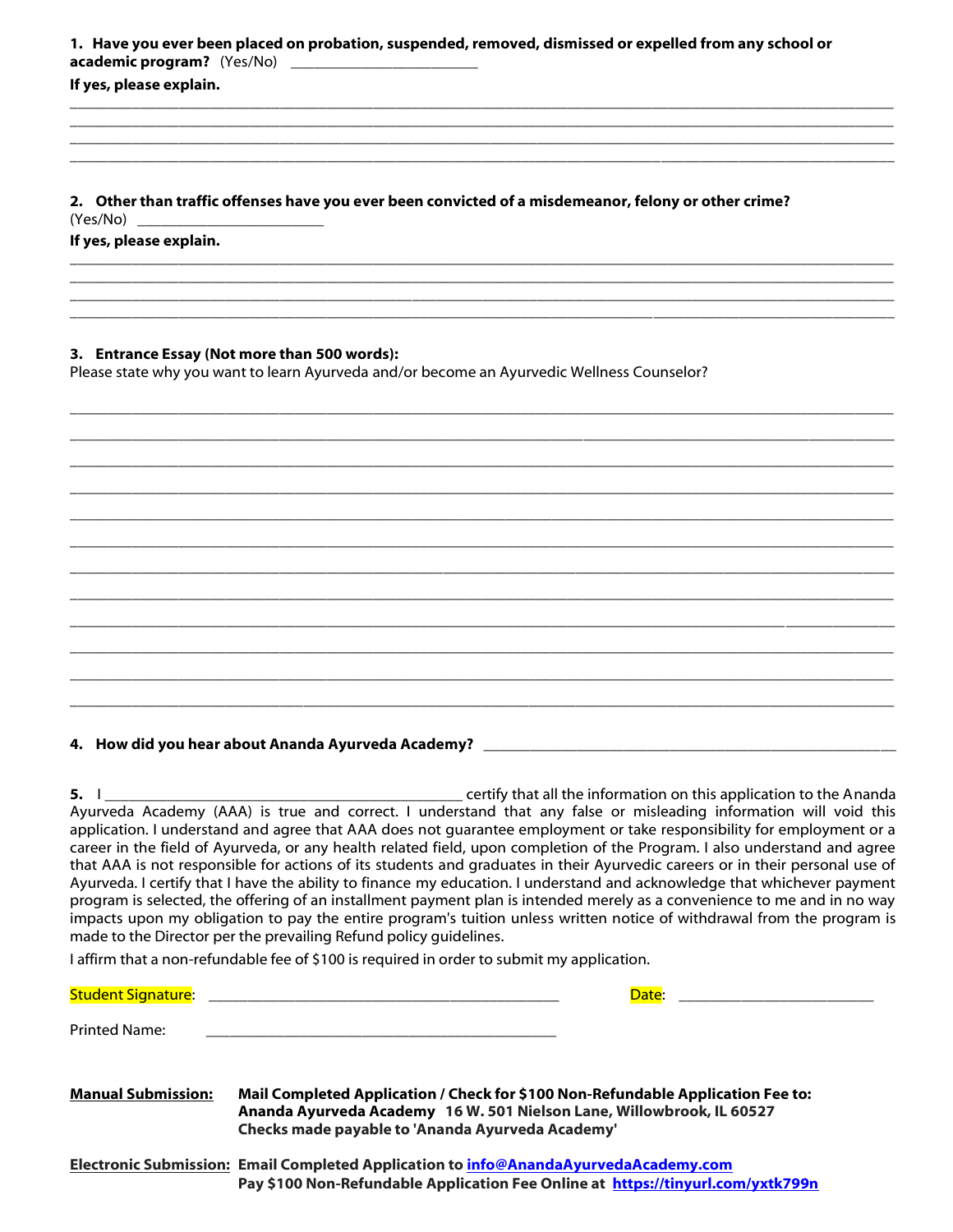**1. Have you ever been placed on probation, suspended, removed, dismissed or expelled from any school or academic program?** (Yes/No) ________________________

**If yes, please explain.**

____________________________________________________________________________________________________
____________________________________________________________________________________________________
____________________________________________________________________________________________________
____________________________________________________________________________________________________

**2. Other than traffic offenses have you ever been convicted of a misdemeanor, felony or other crime?**
(Yes/No) ________________________

**If yes, please explain.**

____________________________________________________________________________________________________
____________________________________________________________________________________________________
____________________________________________________________________________________________________
____________________________________________________________________________________________________

**3. Entrance Essay (Not more than 500 words):**
Please state why you want to learn Ayurveda and/or become an Ayurvedic Wellness Counselor?

____________________________________________________________________________________________________
____________________________________________________________________________________________________
____________________________________________________________________________________________________
____________________________________________________________________________________________________
____________________________________________________________________________________________________
____________________________________________________________________________________________________
____________________________________________________________________________________________________
____________________________________________________________________________________________________
____________________________________________________________________________________________________
____________________________________________________________________________________________________
____________________________________________________________________________________________________
____________________________________________________________________________________________________

**4. How did you hear about Ananda Ayurveda Academy?** ______________________________________________________

**5.** I ____________________________________________ certify that all the information on this application to the Ananda Ayurveda Academy (AAA) is true and correct. I understand that any false or misleading information will void this application. I understand and agree that AAA does not guarantee employment or take responsibility for employment or a career in the field of Ayurveda, or any health related field, upon completion of the Program. I also understand and agree that AAA is not responsible for actions of its students and graduates in their Ayurvedic careers or in their personal use of Ayurveda. I certify that I have the ability to finance my education. I understand and acknowledge that whichever payment program is selected, the offering of an installment payment plan is intended merely as a convenience to me and in no way impacts upon my obligation to pay the entire program's tuition unless written notice of withdrawal from the program is made to the Director per the prevailing Refund policy guidelines.

I affirm that a non-refundable fee of $100 is required in order to submit my application.

Student Signature: ____________________________________________ Date: ________________________

Printed Name: ____________________________________________

**Manual Submission:** **Mail Completed Application / Check for $100 Non-Refundable Application Fee to:**
**Ananda Ayurveda Academy 16 W. 501 Nielson Lane, Willowbrook, IL 60527**
**Checks made payable to 'Ananda Ayurveda Academy'**

**Electronic Submission:** **Email Completed Application to info@AnandaAyurvedaAcademy.com**
**Pay $100 Non-Refundable Application Fee Online at https://tinyurl.com/yxtk799n**